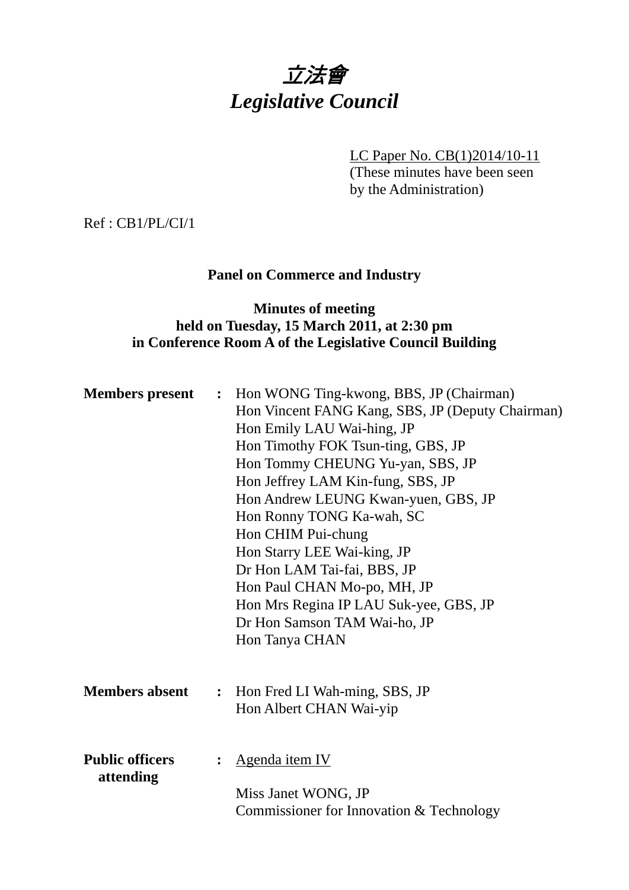# *立法會*
# *Legislative Council*

LC Paper No. CB(1)2014/10-11
(These minutes have been seen by the Administration)

Ref : CB1/PL/CI/1

## Panel on Commerce and Industry

### Minutes of meeting held on Tuesday, 15 March 2011, at 2:30 pm in Conference Room A of the Legislative Council Building

**Members present** : Hon WONG Ting-kwong, BBS, JP (Chairman)
Hon Vincent FANG Kang, SBS, JP (Deputy Chairman)
Hon Emily LAU Wai-hing, JP
Hon Timothy FOK Tsun-ting, GBS, JP
Hon Tommy CHEUNG Yu-yan, SBS, JP
Hon Jeffrey LAM Kin-fung, SBS, JP
Hon Andrew LEUNG Kwan-yuen, GBS, JP
Hon Ronny TONG Ka-wah, SC
Hon CHIM Pui-chung
Hon Starry LEE Wai-king, JP
Dr Hon LAM Tai-fai, BBS, JP
Hon Paul CHAN Mo-po, MH, JP
Hon Mrs Regina IP LAU Suk-yee, GBS, JP
Dr Hon Samson TAM Wai-ho, JP
Hon Tanya CHAN

**Members absent** : Hon Fred LI Wah-ming, SBS, JP
Hon Albert CHAN Wai-yip

**Public officers attending** : Agenda item IV

Miss Janet WONG, JP
Commissioner for Innovation & Technology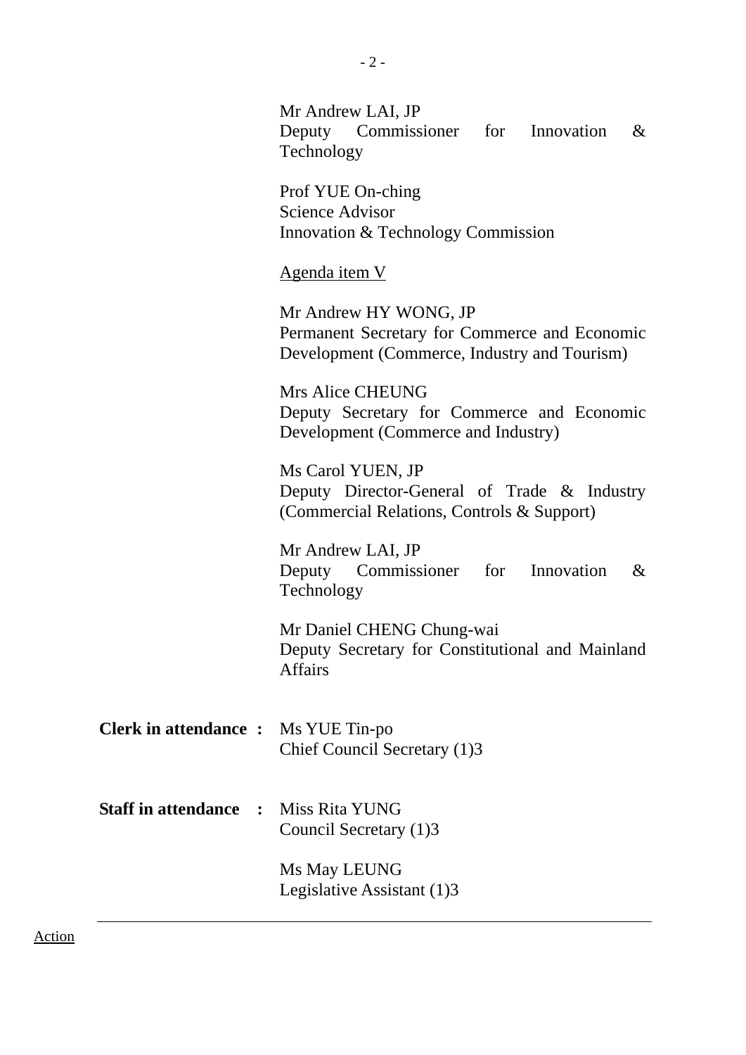Mr Andrew LAI, JP
Deputy Commissioner for Innovation & Technology

Prof YUE On-ching
Science Advisor
Innovation & Technology Commission

Agenda item V

Mr Andrew HY WONG, JP
Permanent Secretary for Commerce and Economic Development (Commerce, Industry and Tourism)

Mrs Alice CHEUNG
Deputy Secretary for Commerce and Economic Development (Commerce and Industry)

Ms Carol YUEN, JP
Deputy Director-General of Trade & Industry (Commercial Relations, Controls & Support)

Mr Andrew LAI, JP
Deputy Commissioner for Innovation & Technology

Mr Daniel CHENG Chung-wai
Deputy Secretary for Constitutional and Mainland Affairs

**Clerk in attendance :** Ms YUE Tin-po
Chief Council Secretary (1)3

**Staff in attendance :** Miss Rita YUNG
Council Secretary (1)3

Ms May LEUNG
Legislative Assistant (1)3

---

Action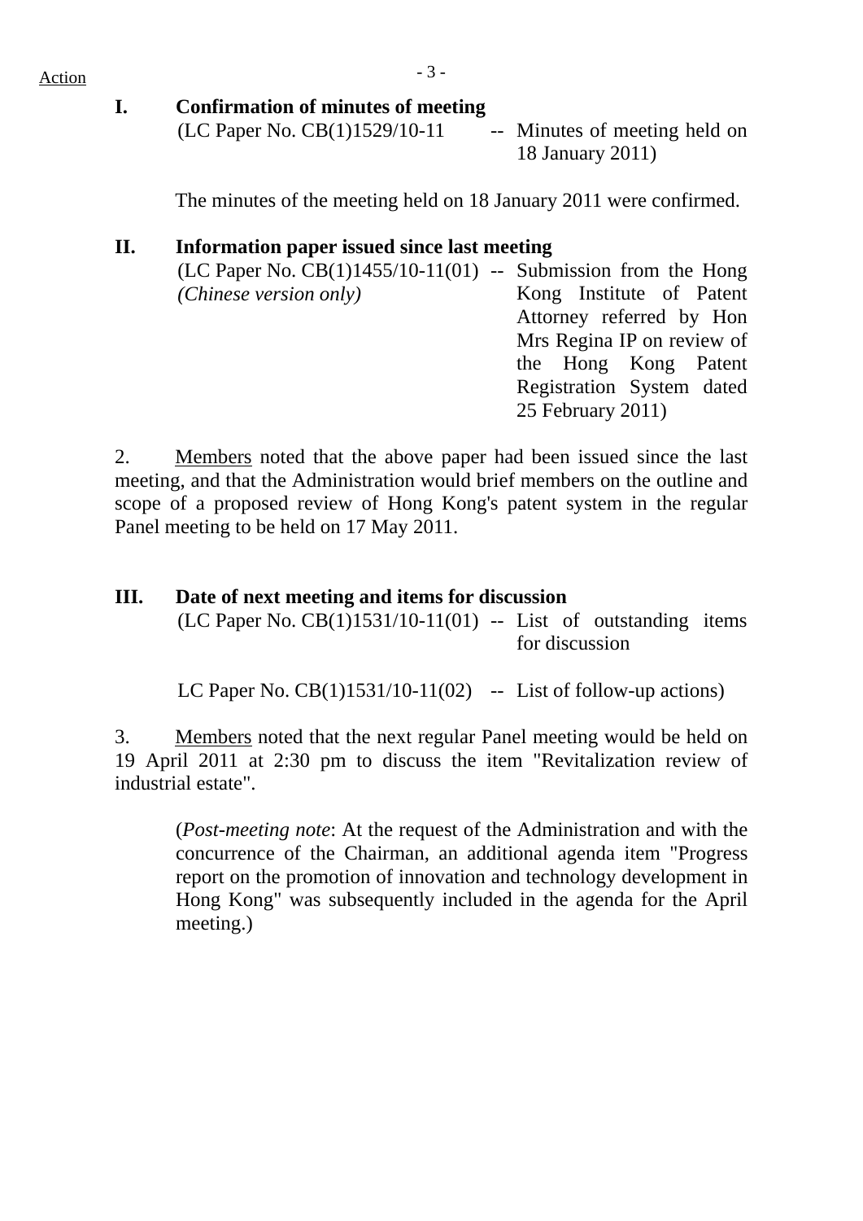Action

**I. Confirmation of minutes of meeting**

(LC Paper No. CB(1)1529/10-11 -- Minutes of meeting held on 18 January 2011)

The minutes of the meeting held on 18 January 2011 were confirmed.

**II. Information paper issued since last meeting**

(LC Paper No. CB(1)1455/10-11(01) -- Submission from the Hong Kong Institute of Patent Attorney referred by Hon Mrs Regina IP on review of the Hong Kong Patent Registration System dated 25 February 2011)
*(Chinese version only)*

2. Members noted that the above paper had been issued since the last meeting, and that the Administration would brief members on the outline and scope of a proposed review of Hong Kong's patent system in the regular Panel meeting to be held on 17 May 2011.

**III. Date of next meeting and items for discussion**

(LC Paper No. CB(1)1531/10-11(01) -- List of outstanding items for discussion

LC Paper No. CB(1)1531/10-11(02) -- List of follow-up actions)

3. Members noted that the next regular Panel meeting would be held on 19 April 2011 at 2:30 pm to discuss the item "Revitalization review of industrial estate".

(*Post-meeting note*: At the request of the Administration and with the concurrence of the Chairman, an additional agenda item "Progress report on the promotion of innovation and technology development in Hong Kong" was subsequently included in the agenda for the April meeting.)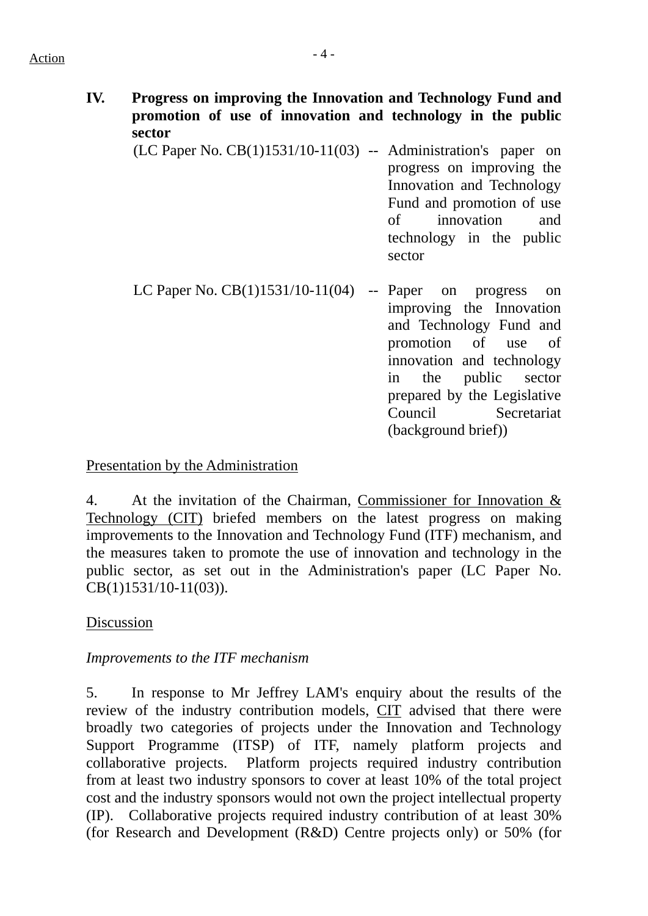Action

**IV. Progress on improving the Innovation and Technology Fund and promotion of use of innovation and technology in the public sector**

| | | |
|---|---|---|
| (LC Paper No. CB(1)1531/10-11(03) | -- | Administration's paper on progress on improving the Innovation and Technology Fund and promotion of use of innovation and technology in the public sector |
| LC Paper No. CB(1)1531/10-11(04) | -- | Paper on progress on improving the Innovation and Technology Fund and promotion of use of innovation and technology in the public sector prepared by the Legislative Council Secretariat (background brief)) |

Presentation by the Administration

4. At the invitation of the Chairman, Commissioner for Innovation & Technology (CIT) briefed members on the latest progress on making improvements to the Innovation and Technology Fund (ITF) mechanism, and the measures taken to promote the use of innovation and technology in the public sector, as set out in the Administration's paper (LC Paper No. CB(1)1531/10-11(03)).

Discussion

*Improvements to the ITF mechanism*

5. In response to Mr Jeffrey LAM's enquiry about the results of the review of the industry contribution models, CIT advised that there were broadly two categories of projects under the Innovation and Technology Support Programme (ITSP) of ITF, namely platform projects and collaborative projects. Platform projects required industry contribution from at least two industry sponsors to cover at least 10% of the total project cost and the industry sponsors would not own the project intellectual property (IP). Collaborative projects required industry contribution of at least 30% (for Research and Development (R&D) Centre projects only) or 50% (for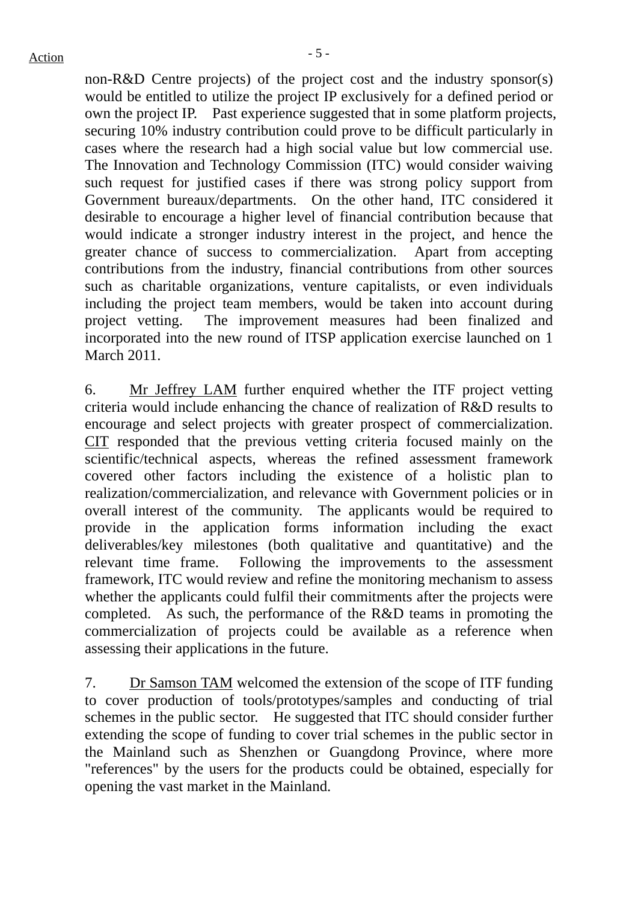non-R&D Centre projects) of the project cost and the industry sponsor(s) would be entitled to utilize the project IP exclusively for a defined period or own the project IP. Past experience suggested that in some platform projects, securing 10% industry contribution could prove to be difficult particularly in cases where the research had a high social value but low commercial use. The Innovation and Technology Commission (ITC) would consider waiving such request for justified cases if there was strong policy support from Government bureaux/departments. On the other hand, ITC considered it desirable to encourage a higher level of financial contribution because that would indicate a stronger industry interest in the project, and hence the greater chance of success to commercialization. Apart from accepting contributions from the industry, financial contributions from other sources such as charitable organizations, venture capitalists, or even individuals including the project team members, would be taken into account during project vetting. The improvement measures had been finalized and incorporated into the new round of ITSP application exercise launched on 1 March 2011.

6. Mr Jeffrey LAM further enquired whether the ITF project vetting criteria would include enhancing the chance of realization of R&D results to encourage and select projects with greater prospect of commercialization. CIT responded that the previous vetting criteria focused mainly on the scientific/technical aspects, whereas the refined assessment framework covered other factors including the existence of a holistic plan to realization/commercialization, and relevance with Government policies or in overall interest of the community. The applicants would be required to provide in the application forms information including the exact deliverables/key milestones (both qualitative and quantitative) and the relevant time frame. Following the improvements to the assessment framework, ITC would review and refine the monitoring mechanism to assess whether the applicants could fulfil their commitments after the projects were completed. As such, the performance of the R&D teams in promoting the commercialization of projects could be available as a reference when assessing their applications in the future.

7. Dr Samson TAM welcomed the extension of the scope of ITF funding to cover production of tools/prototypes/samples and conducting of trial schemes in the public sector. He suggested that ITC should consider further extending the scope of funding to cover trial schemes in the public sector in the Mainland such as Shenzhen or Guangdong Province, where more "references" by the users for the products could be obtained, especially for opening the vast market in the Mainland.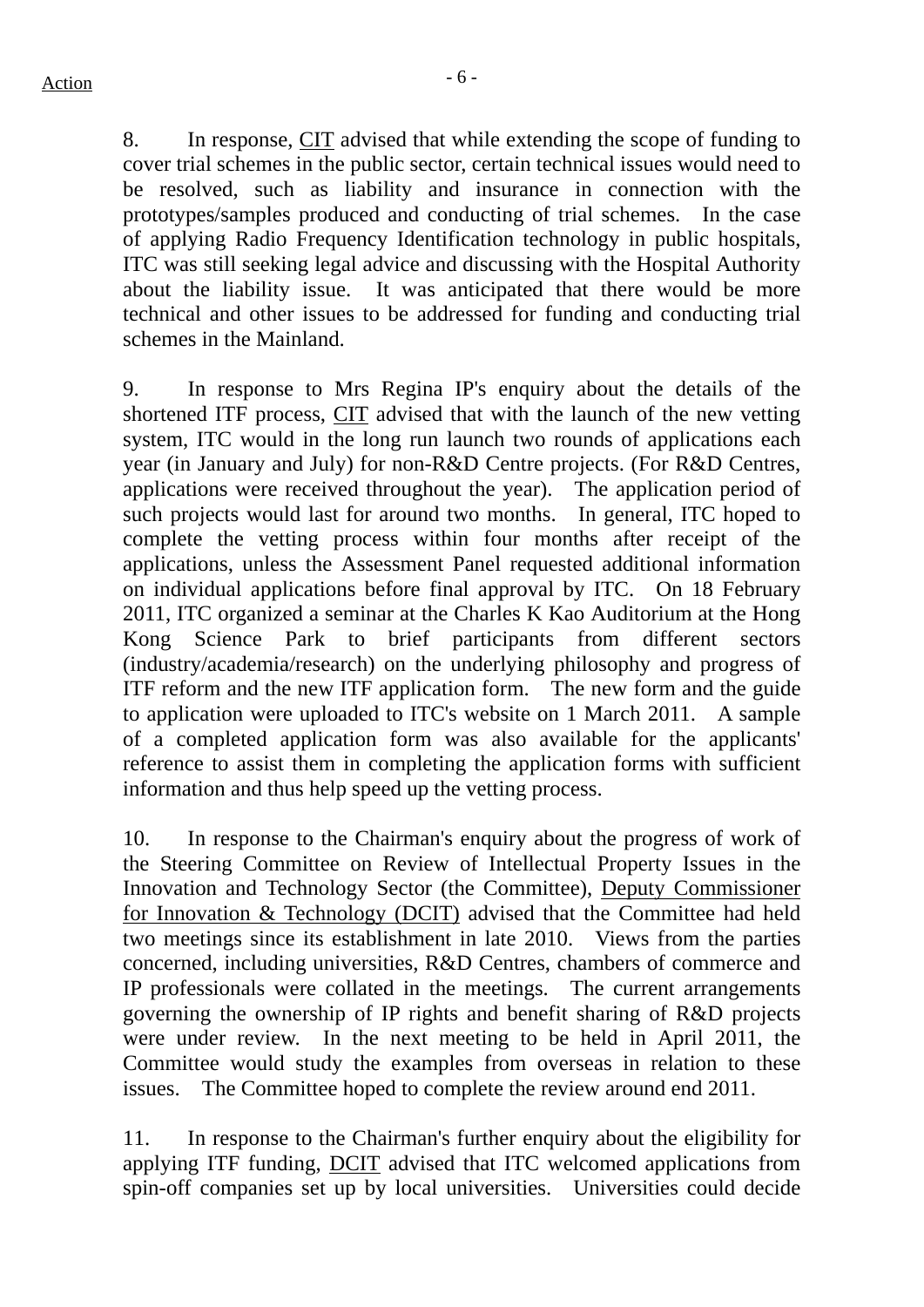8. In response, CIT advised that while extending the scope of funding to cover trial schemes in the public sector, certain technical issues would need to be resolved, such as liability and insurance in connection with the prototypes/samples produced and conducting of trial schemes. In the case of applying Radio Frequency Identification technology in public hospitals, ITC was still seeking legal advice and discussing with the Hospital Authority about the liability issue. It was anticipated that there would be more technical and other issues to be addressed for funding and conducting trial schemes in the Mainland.

9. In response to Mrs Regina IP's enquiry about the details of the shortened ITF process, CIT advised that with the launch of the new vetting system, ITC would in the long run launch two rounds of applications each year (in January and July) for non-R&D Centre projects. (For R&D Centres, applications were received throughout the year). The application period of such projects would last for around two months. In general, ITC hoped to complete the vetting process within four months after receipt of the applications, unless the Assessment Panel requested additional information on individual applications before final approval by ITC. On 18 February 2011, ITC organized a seminar at the Charles K Kao Auditorium at the Hong Kong Science Park to brief participants from different sectors (industry/academia/research) on the underlying philosophy and progress of ITF reform and the new ITF application form. The new form and the guide to application were uploaded to ITC's website on 1 March 2011. A sample of a completed application form was also available for the applicants' reference to assist them in completing the application forms with sufficient information and thus help speed up the vetting process.

10. In response to the Chairman's enquiry about the progress of work of the Steering Committee on Review of Intellectual Property Issues in the Innovation and Technology Sector (the Committee), Deputy Commissioner for Innovation & Technology (DCIT) advised that the Committee had held two meetings since its establishment in late 2010. Views from the parties concerned, including universities, R&D Centres, chambers of commerce and IP professionals were collated in the meetings. The current arrangements governing the ownership of IP rights and benefit sharing of R&D projects were under review. In the next meeting to be held in April 2011, the Committee would study the examples from overseas in relation to these issues. The Committee hoped to complete the review around end 2011.

11. In response to the Chairman's further enquiry about the eligibility for applying ITF funding, DCIT advised that ITC welcomed applications from spin-off companies set up by local universities. Universities could decide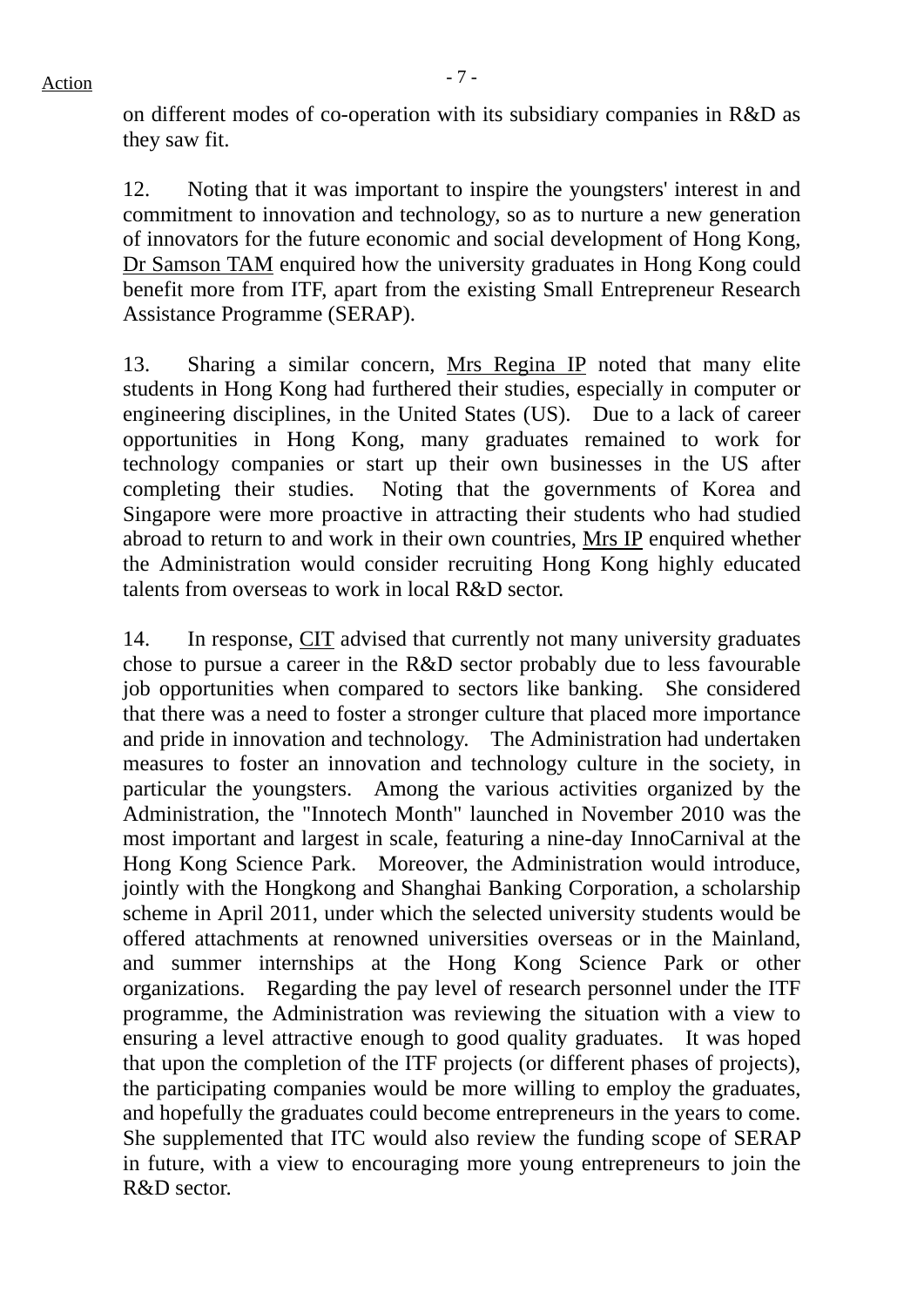on different modes of co-operation with its subsidiary companies in R&D as they saw fit.

12. Noting that it was important to inspire the youngsters' interest in and commitment to innovation and technology, so as to nurture a new generation of innovators for the future economic and social development of Hong Kong, Dr Samson TAM enquired how the university graduates in Hong Kong could benefit more from ITF, apart from the existing Small Entrepreneur Research Assistance Programme (SERAP).

13. Sharing a similar concern, Mrs Regina IP noted that many elite students in Hong Kong had furthered their studies, especially in computer or engineering disciplines, in the United States (US). Due to a lack of career opportunities in Hong Kong, many graduates remained to work for technology companies or start up their own businesses in the US after completing their studies. Noting that the governments of Korea and Singapore were more proactive in attracting their students who had studied abroad to return to and work in their own countries, Mrs IP enquired whether the Administration would consider recruiting Hong Kong highly educated talents from overseas to work in local R&D sector.

14. In response, CIT advised that currently not many university graduates chose to pursue a career in the R&D sector probably due to less favourable job opportunities when compared to sectors like banking. She considered that there was a need to foster a stronger culture that placed more importance and pride in innovation and technology. The Administration had undertaken measures to foster an innovation and technology culture in the society, in particular the youngsters. Among the various activities organized by the Administration, the "Innotech Month" launched in November 2010 was the most important and largest in scale, featuring a nine-day InnoCarnival at the Hong Kong Science Park. Moreover, the Administration would introduce, jointly with the Hongkong and Shanghai Banking Corporation, a scholarship scheme in April 2011, under which the selected university students would be offered attachments at renowned universities overseas or in the Mainland, and summer internships at the Hong Kong Science Park or other organizations. Regarding the pay level of research personnel under the ITF programme, the Administration was reviewing the situation with a view to ensuring a level attractive enough to good quality graduates. It was hoped that upon the completion of the ITF projects (or different phases of projects), the participating companies would be more willing to employ the graduates, and hopefully the graduates could become entrepreneurs in the years to come. She supplemented that ITC would also review the funding scope of SERAP in future, with a view to encouraging more young entrepreneurs to join the R&D sector.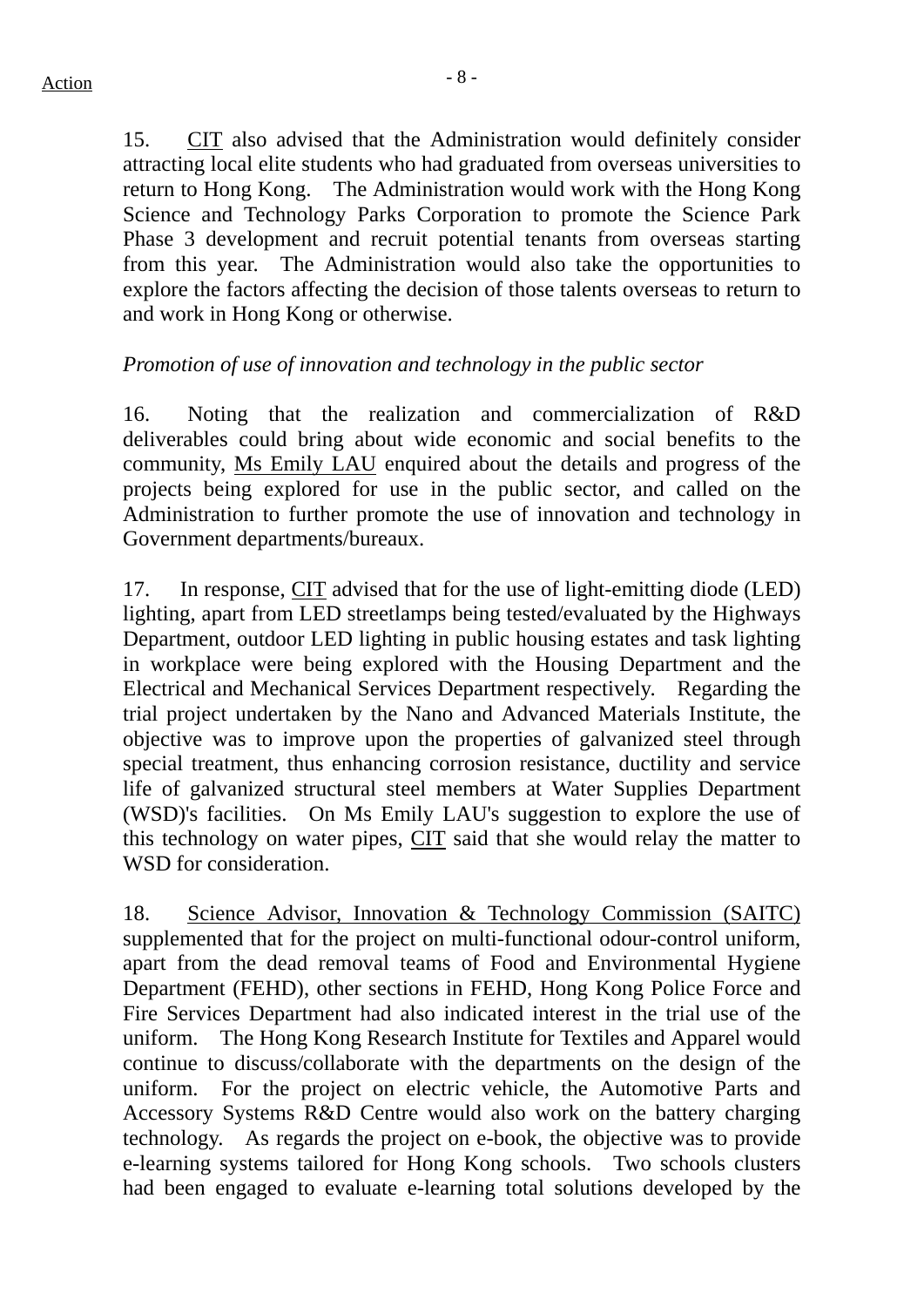15. CIT also advised that the Administration would definitely consider attracting local elite students who had graduated from overseas universities to return to Hong Kong. The Administration would work with the Hong Kong Science and Technology Parks Corporation to promote the Science Park Phase 3 development and recruit potential tenants from overseas starting from this year. The Administration would also take the opportunities to explore the factors affecting the decision of those talents overseas to return to and work in Hong Kong or otherwise.

*Promotion of use of innovation and technology in the public sector*

16. Noting that the realization and commercialization of R&D deliverables could bring about wide economic and social benefits to the community, Ms Emily LAU enquired about the details and progress of the projects being explored for use in the public sector, and called on the Administration to further promote the use of innovation and technology in Government departments/bureaux.

17. In response, CIT advised that for the use of light-emitting diode (LED) lighting, apart from LED streetlamps being tested/evaluated by the Highways Department, outdoor LED lighting in public housing estates and task lighting in workplace were being explored with the Housing Department and the Electrical and Mechanical Services Department respectively. Regarding the trial project undertaken by the Nano and Advanced Materials Institute, the objective was to improve upon the properties of galvanized steel through special treatment, thus enhancing corrosion resistance, ductility and service life of galvanized structural steel members at Water Supplies Department (WSD)'s facilities. On Ms Emily LAU's suggestion to explore the use of this technology on water pipes, CIT said that she would relay the matter to WSD for consideration.

18. Science Advisor, Innovation & Technology Commission (SAITC) supplemented that for the project on multi-functional odour-control uniform, apart from the dead removal teams of Food and Environmental Hygiene Department (FEHD), other sections in FEHD, Hong Kong Police Force and Fire Services Department had also indicated interest in the trial use of the uniform. The Hong Kong Research Institute for Textiles and Apparel would continue to discuss/collaborate with the departments on the design of the uniform. For the project on electric vehicle, the Automotive Parts and Accessory Systems R&D Centre would also work on the battery charging technology. As regards the project on e-book, the objective was to provide e-learning systems tailored for Hong Kong schools. Two schools clusters had been engaged to evaluate e-learning total solutions developed by the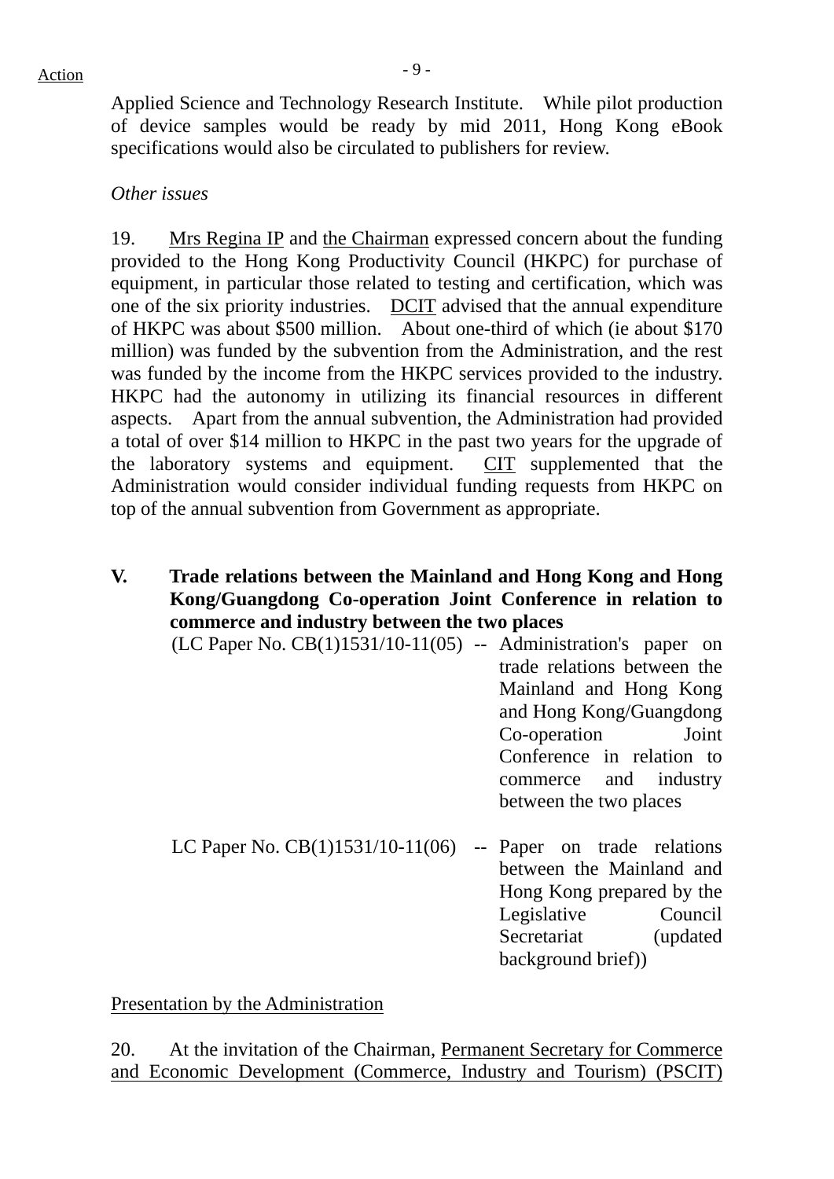Applied Science and Technology Research Institute. While pilot production of device samples would be ready by mid 2011, Hong Kong eBook specifications would also be circulated to publishers for review.

*Other issues*

19. Mrs Regina IP and the Chairman expressed concern about the funding provided to the Hong Kong Productivity Council (HKPC) for purchase of equipment, in particular those related to testing and certification, which was one of the six priority industries. DCIT advised that the annual expenditure of HKPC was about $500 million. About one-third of which (ie about $170 million) was funded by the subvention from the Administration, and the rest was funded by the income from the HKPC services provided to the industry. HKPC had the autonomy in utilizing its financial resources in different aspects. Apart from the annual subvention, the Administration had provided a total of over $14 million to HKPC in the past two years for the upgrade of the laboratory systems and equipment. CIT supplemented that the Administration would consider individual funding requests from HKPC on top of the annual subvention from Government as appropriate.

## V. Trade relations between the Mainland and Hong Kong and Hong Kong/Guangdong Co-operation Joint Conference in relation to commerce and industry between the two places

(LC Paper No. CB(1)1531/10-11(05) -- Administration's paper on trade relations between the Mainland and Hong Kong and Hong Kong/Guangdong Co-operation Joint Conference in relation to commerce and industry between the two places

LC Paper No. CB(1)1531/10-11(06) -- Paper on trade relations between the Mainland and Hong Kong prepared by the Legislative Council Secretariat (updated background brief))

Presentation by the Administration

20. At the invitation of the Chairman, Permanent Secretary for Commerce and Economic Development (Commerce, Industry and Tourism) (PSCIT)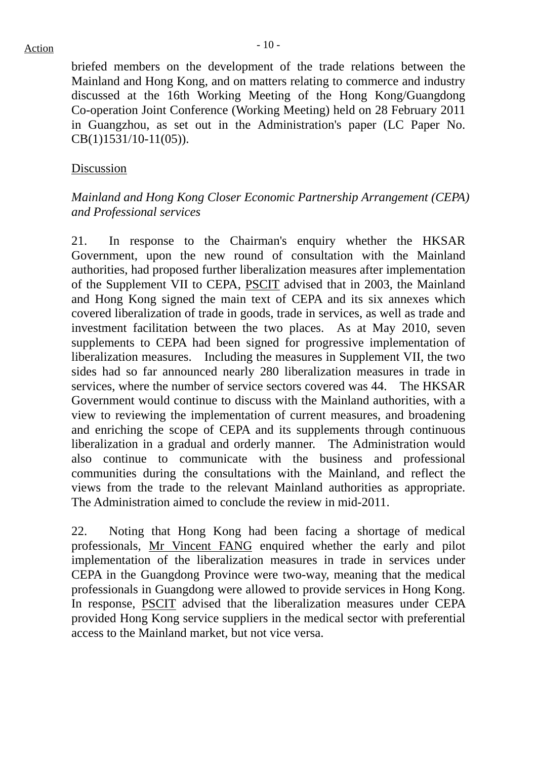briefed members on the development of the trade relations between the Mainland and Hong Kong, and on matters relating to commerce and industry discussed at the 16th Working Meeting of the Hong Kong/Guangdong Co-operation Joint Conference (Working Meeting) held on 28 February 2011 in Guangzhou, as set out in the Administration's paper (LC Paper No. CB(1)1531/10-11(05)).

Discussion

*Mainland and Hong Kong Closer Economic Partnership Arrangement (CEPA) and Professional services*

21. In response to the Chairman's enquiry whether the HKSAR Government, upon the new round of consultation with the Mainland authorities, had proposed further liberalization measures after implementation of the Supplement VII to CEPA, PSCIT advised that in 2003, the Mainland and Hong Kong signed the main text of CEPA and its six annexes which covered liberalization of trade in goods, trade in services, as well as trade and investment facilitation between the two places. As at May 2010, seven supplements to CEPA had been signed for progressive implementation of liberalization measures. Including the measures in Supplement VII, the two sides had so far announced nearly 280 liberalization measures in trade in services, where the number of service sectors covered was 44. The HKSAR Government would continue to discuss with the Mainland authorities, with a view to reviewing the implementation of current measures, and broadening and enriching the scope of CEPA and its supplements through continuous liberalization in a gradual and orderly manner. The Administration would also continue to communicate with the business and professional communities during the consultations with the Mainland, and reflect the views from the trade to the relevant Mainland authorities as appropriate. The Administration aimed to conclude the review in mid-2011.

22. Noting that Hong Kong had been facing a shortage of medical professionals, Mr Vincent FANG enquired whether the early and pilot implementation of the liberalization measures in trade in services under CEPA in the Guangdong Province were two-way, meaning that the medical professionals in Guangdong were allowed to provide services in Hong Kong. In response, PSCIT advised that the liberalization measures under CEPA provided Hong Kong service suppliers in the medical sector with preferential access to the Mainland market, but not vice versa.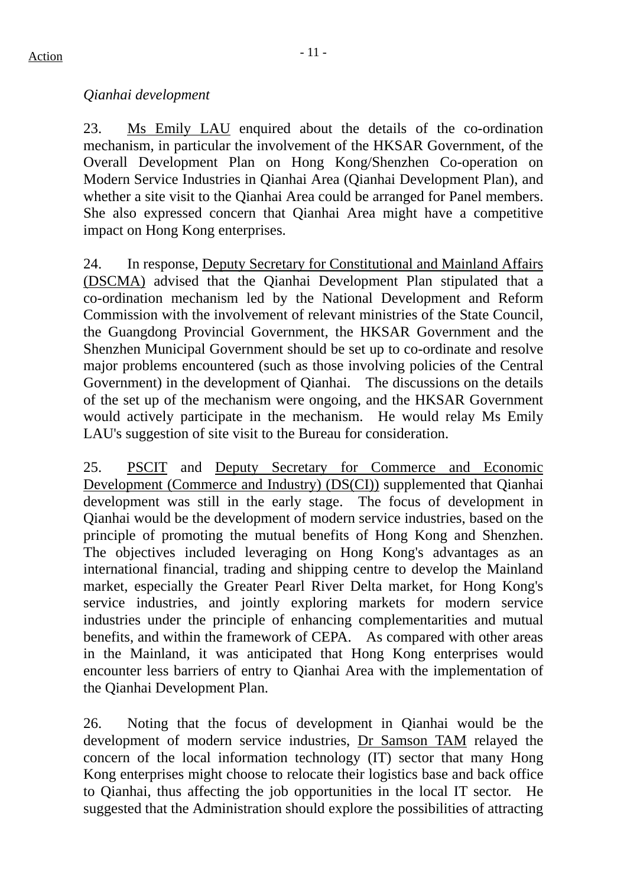*Qianhai development*

23. Ms Emily LAU enquired about the details of the co-ordination mechanism, in particular the involvement of the HKSAR Government, of the Overall Development Plan on Hong Kong/Shenzhen Co-operation on Modern Service Industries in Qianhai Area (Qianhai Development Plan), and whether a site visit to the Qianhai Area could be arranged for Panel members. She also expressed concern that Qianhai Area might have a competitive impact on Hong Kong enterprises.

24. In response, Deputy Secretary for Constitutional and Mainland Affairs (DSCMA) advised that the Qianhai Development Plan stipulated that a co-ordination mechanism led by the National Development and Reform Commission with the involvement of relevant ministries of the State Council, the Guangdong Provincial Government, the HKSAR Government and the Shenzhen Municipal Government should be set up to co-ordinate and resolve major problems encountered (such as those involving policies of the Central Government) in the development of Qianhai. The discussions on the details of the set up of the mechanism were ongoing, and the HKSAR Government would actively participate in the mechanism. He would relay Ms Emily LAU's suggestion of site visit to the Bureau for consideration.

25. PSCIT and Deputy Secretary for Commerce and Economic Development (Commerce and Industry) (DS(CI)) supplemented that Qianhai development was still in the early stage. The focus of development in Qianhai would be the development of modern service industries, based on the principle of promoting the mutual benefits of Hong Kong and Shenzhen. The objectives included leveraging on Hong Kong's advantages as an international financial, trading and shipping centre to develop the Mainland market, especially the Greater Pearl River Delta market, for Hong Kong's service industries, and jointly exploring markets for modern service industries under the principle of enhancing complementarities and mutual benefits, and within the framework of CEPA. As compared with other areas in the Mainland, it was anticipated that Hong Kong enterprises would encounter less barriers of entry to Qianhai Area with the implementation of the Qianhai Development Plan.

26. Noting that the focus of development in Qianhai would be the development of modern service industries, Dr Samson TAM relayed the concern of the local information technology (IT) sector that many Hong Kong enterprises might choose to relocate their logistics base and back office to Qianhai, thus affecting the job opportunities in the local IT sector. He suggested that the Administration should explore the possibilities of attracting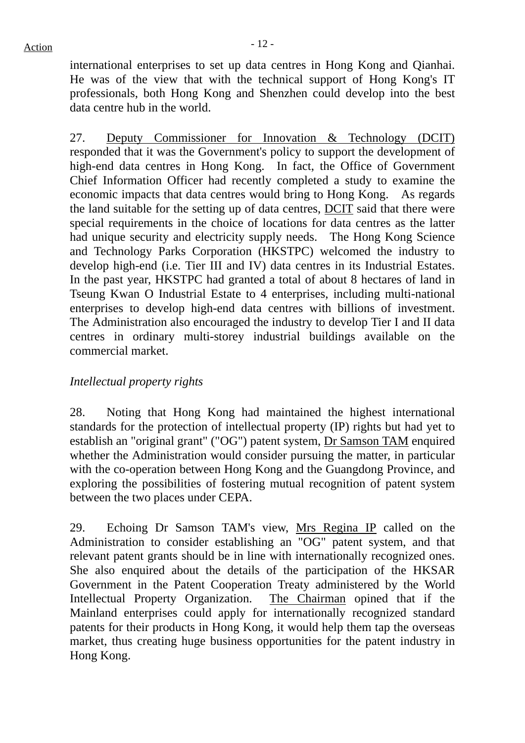international enterprises to set up data centres in Hong Kong and Qianhai. He was of the view that with the technical support of Hong Kong's IT professionals, both Hong Kong and Shenzhen could develop into the best data centre hub in the world.

27. Deputy Commissioner for Innovation & Technology (DCIT) responded that it was the Government's policy to support the development of high-end data centres in Hong Kong. In fact, the Office of Government Chief Information Officer had recently completed a study to examine the economic impacts that data centres would bring to Hong Kong. As regards the land suitable for the setting up of data centres, DCIT said that there were special requirements in the choice of locations for data centres as the latter had unique security and electricity supply needs. The Hong Kong Science and Technology Parks Corporation (HKSTPC) welcomed the industry to develop high-end (i.e. Tier III and IV) data centres in its Industrial Estates. In the past year, HKSTPC had granted a total of about 8 hectares of land in Tseung Kwan O Industrial Estate to 4 enterprises, including multi-national enterprises to develop high-end data centres with billions of investment. The Administration also encouraged the industry to develop Tier I and II data centres in ordinary multi-storey industrial buildings available on the commercial market.

*Intellectual property rights*

28. Noting that Hong Kong had maintained the highest international standards for the protection of intellectual property (IP) rights but had yet to establish an "original grant" ("OG") patent system, Dr Samson TAM enquired whether the Administration would consider pursuing the matter, in particular with the co-operation between Hong Kong and the Guangdong Province, and exploring the possibilities of fostering mutual recognition of patent system between the two places under CEPA.

29. Echoing Dr Samson TAM's view, Mrs Regina IP called on the Administration to consider establishing an "OG" patent system, and that relevant patent grants should be in line with internationally recognized ones. She also enquired about the details of the participation of the HKSAR Government in the Patent Cooperation Treaty administered by the World Intellectual Property Organization. The Chairman opined that if the Mainland enterprises could apply for internationally recognized standard patents for their products in Hong Kong, it would help them tap the overseas market, thus creating huge business opportunities for the patent industry in Hong Kong.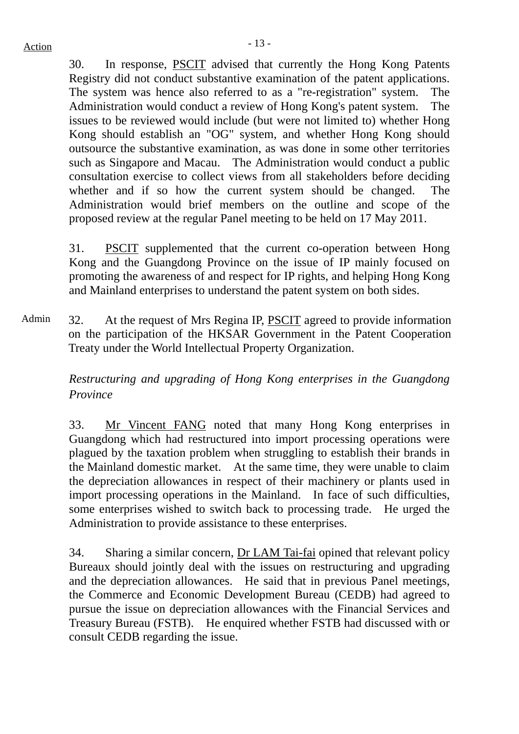Action

30. In response, PSCIT advised that currently the Hong Kong Patents Registry did not conduct substantive examination of the patent applications. The system was hence also referred to as a "re-registration" system. The Administration would conduct a review of Hong Kong's patent system. The issues to be reviewed would include (but were not limited to) whether Hong Kong should establish an "OG" system, and whether Hong Kong should outsource the substantive examination, as was done in some other territories such as Singapore and Macau. The Administration would conduct a public consultation exercise to collect views from all stakeholders before deciding whether and if so how the current system should be changed. The Administration would brief members on the outline and scope of the proposed review at the regular Panel meeting to be held on 17 May 2011.

31. PSCIT supplemented that the current co-operation between Hong Kong and the Guangdong Province on the issue of IP mainly focused on promoting the awareness of and respect for IP rights, and helping Hong Kong and Mainland enterprises to understand the patent system on both sides.

Admin

32. At the request of Mrs Regina IP, PSCIT agreed to provide information on the participation of the HKSAR Government in the Patent Cooperation Treaty under the World Intellectual Property Organization.

*Restructuring and upgrading of Hong Kong enterprises in the Guangdong Province*

33. Mr Vincent FANG noted that many Hong Kong enterprises in Guangdong which had restructured into import processing operations were plagued by the taxation problem when struggling to establish their brands in the Mainland domestic market. At the same time, they were unable to claim the depreciation allowances in respect of their machinery or plants used in import processing operations in the Mainland. In face of such difficulties, some enterprises wished to switch back to processing trade. He urged the Administration to provide assistance to these enterprises.

34. Sharing a similar concern, Dr LAM Tai-fai opined that relevant policy Bureaux should jointly deal with the issues on restructuring and upgrading and the depreciation allowances. He said that in previous Panel meetings, the Commerce and Economic Development Bureau (CEDB) had agreed to pursue the issue on depreciation allowances with the Financial Services and Treasury Bureau (FSTB). He enquired whether FSTB had discussed with or consult CEDB regarding the issue.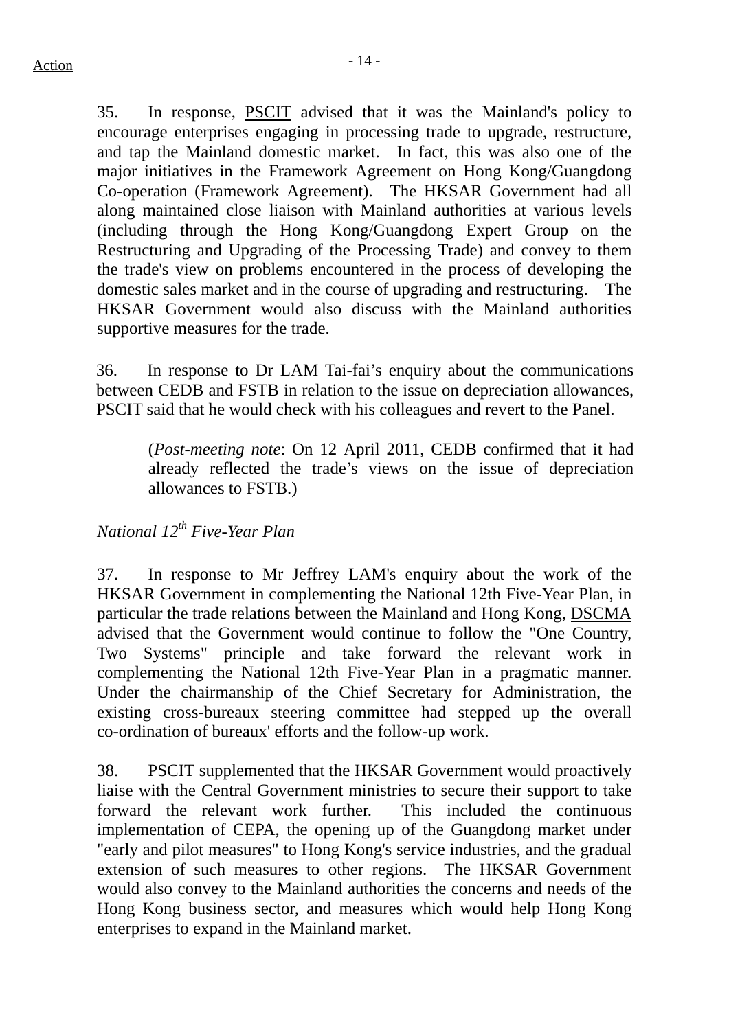35. In response, PSCIT advised that it was the Mainland's policy to encourage enterprises engaging in processing trade to upgrade, restructure, and tap the Mainland domestic market. In fact, this was also one of the major initiatives in the Framework Agreement on Hong Kong/Guangdong Co-operation (Framework Agreement). The HKSAR Government had all along maintained close liaison with Mainland authorities at various levels (including through the Hong Kong/Guangdong Expert Group on the Restructuring and Upgrading of the Processing Trade) and convey to them the trade's view on problems encountered in the process of developing the domestic sales market and in the course of upgrading and restructuring. The HKSAR Government would also discuss with the Mainland authorities supportive measures for the trade.

36. In response to Dr LAM Tai-fai's enquiry about the communications between CEDB and FSTB in relation to the issue on depreciation allowances, PSCIT said that he would check with his colleagues and revert to the Panel.

> (*Post-meeting note*: On 12 April 2011, CEDB confirmed that it had already reflected the trade's views on the issue of depreciation allowances to FSTB.)

*National 12th Five-Year Plan*

37. In response to Mr Jeffrey LAM's enquiry about the work of the HKSAR Government in complementing the National 12th Five-Year Plan, in particular the trade relations between the Mainland and Hong Kong, DSCMA advised that the Government would continue to follow the "One Country, Two Systems" principle and take forward the relevant work in complementing the National 12th Five-Year Plan in a pragmatic manner. Under the chairmanship of the Chief Secretary for Administration, the existing cross-bureaux steering committee had stepped up the overall co-ordination of bureaux' efforts and the follow-up work.

38. PSCIT supplemented that the HKSAR Government would proactively liaise with the Central Government ministries to secure their support to take forward the relevant work further. This included the continuous implementation of CEPA, the opening up of the Guangdong market under "early and pilot measures" to Hong Kong's service industries, and the gradual extension of such measures to other regions. The HKSAR Government would also convey to the Mainland authorities the concerns and needs of the Hong Kong business sector, and measures which would help Hong Kong enterprises to expand in the Mainland market.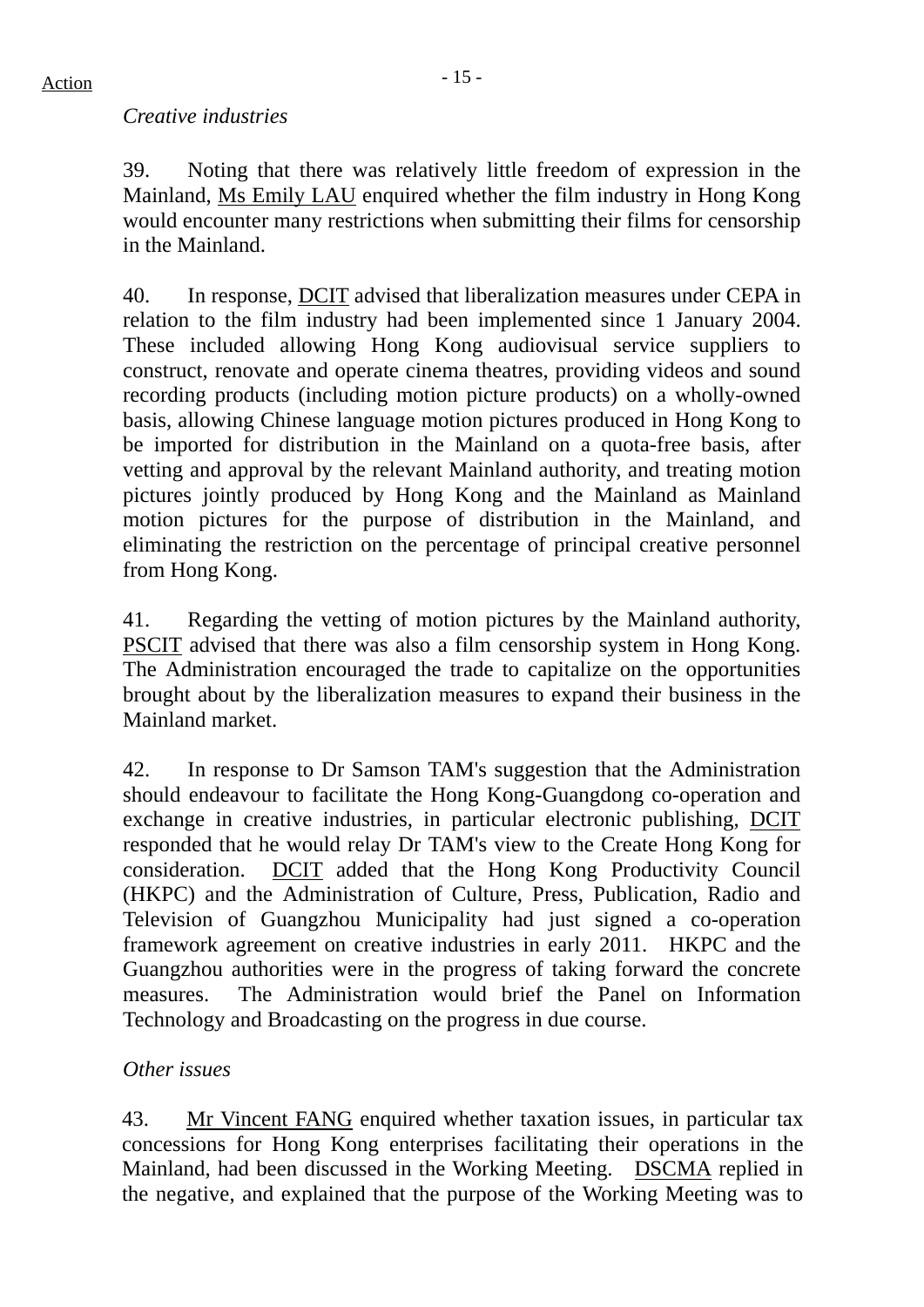*Creative industries*

39. Noting that there was relatively little freedom of expression in the Mainland, Ms Emily LAU enquired whether the film industry in Hong Kong would encounter many restrictions when submitting their films for censorship in the Mainland.

40. In response, DCIT advised that liberalization measures under CEPA in relation to the film industry had been implemented since 1 January 2004. These included allowing Hong Kong audiovisual service suppliers to construct, renovate and operate cinema theatres, providing videos and sound recording products (including motion picture products) on a wholly-owned basis, allowing Chinese language motion pictures produced in Hong Kong to be imported for distribution in the Mainland on a quota-free basis, after vetting and approval by the relevant Mainland authority, and treating motion pictures jointly produced by Hong Kong and the Mainland as Mainland motion pictures for the purpose of distribution in the Mainland, and eliminating the restriction on the percentage of principal creative personnel from Hong Kong.

41. Regarding the vetting of motion pictures by the Mainland authority, PSCIT advised that there was also a film censorship system in Hong Kong. The Administration encouraged the trade to capitalize on the opportunities brought about by the liberalization measures to expand their business in the Mainland market.

42. In response to Dr Samson TAM's suggestion that the Administration should endeavour to facilitate the Hong Kong-Guangdong co-operation and exchange in creative industries, in particular electronic publishing, DCIT responded that he would relay Dr TAM's view to the Create Hong Kong for consideration. DCIT added that the Hong Kong Productivity Council (HKPC) and the Administration of Culture, Press, Publication, Radio and Television of Guangzhou Municipality had just signed a co-operation framework agreement on creative industries in early 2011. HKPC and the Guangzhou authorities were in the progress of taking forward the concrete measures. The Administration would brief the Panel on Information Technology and Broadcasting on the progress in due course.

*Other issues*

43. Mr Vincent FANG enquired whether taxation issues, in particular tax concessions for Hong Kong enterprises facilitating their operations in the Mainland, had been discussed in the Working Meeting. DSCMA replied in the negative, and explained that the purpose of the Working Meeting was to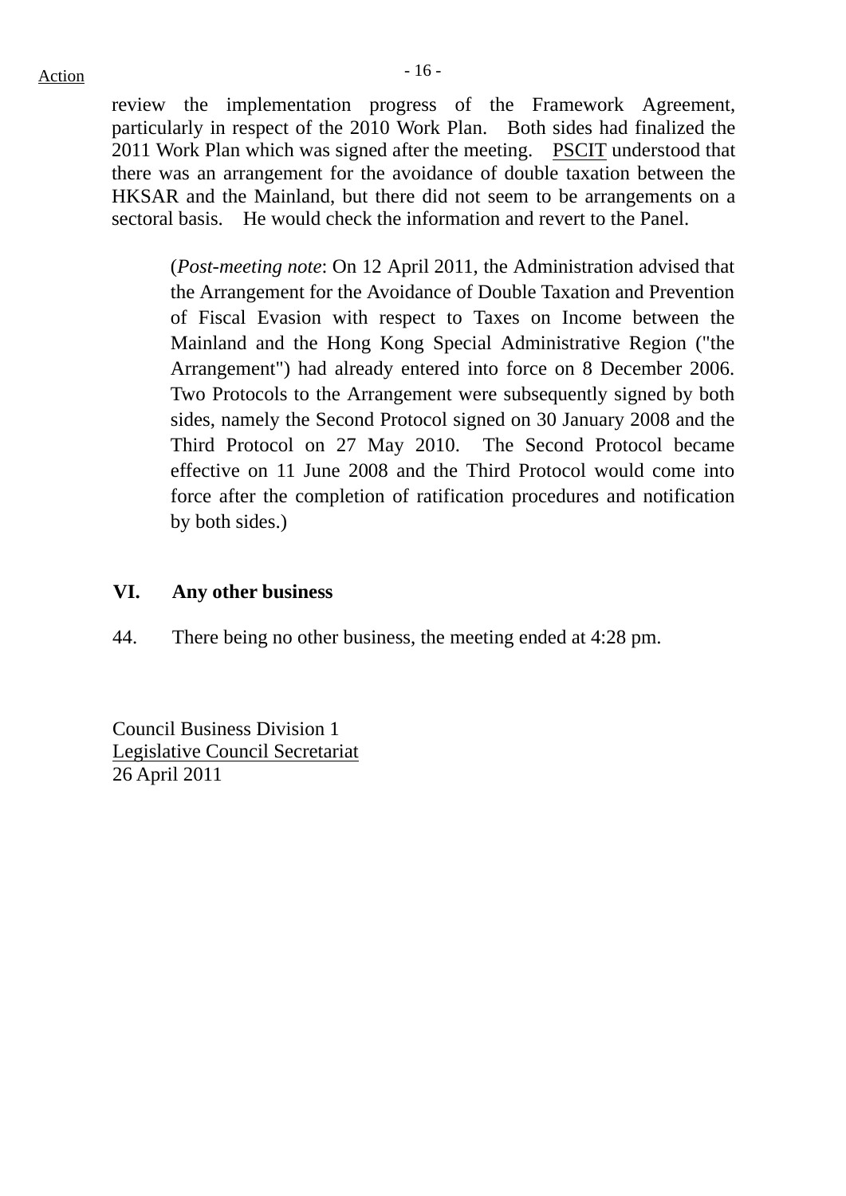Action

review the implementation progress of the Framework Agreement, particularly in respect of the 2010 Work Plan. Both sides had finalized the 2011 Work Plan which was signed after the meeting. PSCIT understood that there was an arrangement for the avoidance of double taxation between the HKSAR and the Mainland, but there did not seem to be arrangements on a sectoral basis. He would check the information and revert to the Panel.

> (*Post-meeting note*: On 12 April 2011, the Administration advised that the Arrangement for the Avoidance of Double Taxation and Prevention of Fiscal Evasion with respect to Taxes on Income between the Mainland and the Hong Kong Special Administrative Region ("the Arrangement") had already entered into force on 8 December 2006. Two Protocols to the Arrangement were subsequently signed by both sides, namely the Second Protocol signed on 30 January 2008 and the Third Protocol on 27 May 2010. The Second Protocol became effective on 11 June 2008 and the Third Protocol would come into force after the completion of ratification procedures and notification by both sides.)

## VI. Any other business

44. There being no other business, the meeting ended at 4:28 pm.

Council Business Division 1
Legislative Council Secretariat
26 April 2011